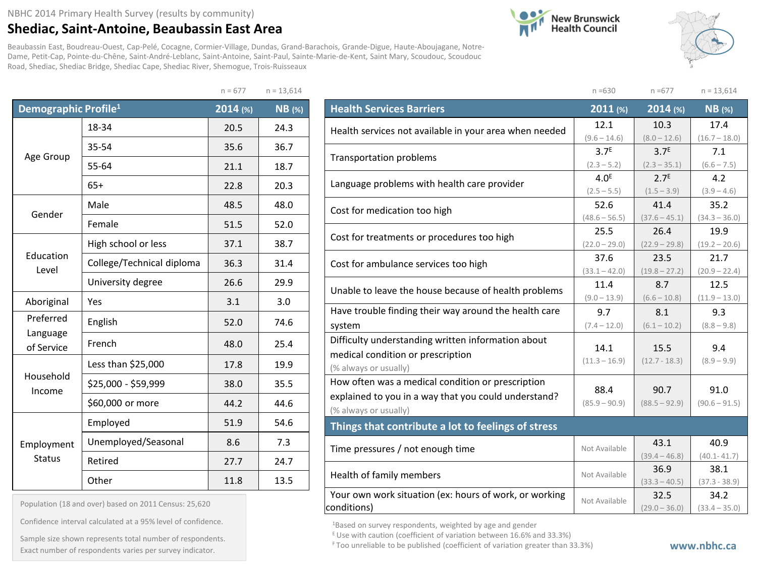NBHC 2014 Primary Health Survey (results by community)

# Shediac, Saint-Antoine, Beaubassin East Area

Beaubassin East, Boudreau-Ouest, Cap-Pelé, Cocagne, Cormier-Village, Dundas, Grand-Barachois, Grande-Digue, Haute-Aboujagane, Notre-Dame, Petit-Cap, Pointe-du-Chêne, Saint-André-Leblanc, Saint-Antoine, Saint-Paul, Sainte-Marie-de-Kent, Saint Mary, Scoudouc, Scoudouc Road, Shediac, Shediac Bridge, Shediac Cape, Shediac River, Shemogue, Trois-Ruisseaux

| Demographic Profile[1] | | 2014 (%) n = 677 | NB (%) n = 13,614 |
|---|---|---|---|
| Age Group | 18-34 | 20.5 | 24.3 |
| | 35-54 | 35.6 | 36.7 |
| | 55-64 | 21.1 | 18.7 |
| | 65+ | 22.8 | 20.3 |
| Gender | Male | 48.5 | 48.0 |
| | Female | 51.5 | 52.0 |
| Education Level | High school or less | 37.1 | 38.7 |
| | College/Technical diploma | 36.3 | 31.4 |
| | University degree | 26.6 | 29.9 |
| Aboriginal | Yes | 3.1 | 3.0 |
| Preferred Language of Service | English | 52.0 | 74.6 |
| | French | 48.0 | 25.4 |
| Household Income | Less than $25,000 | 17.8 | 19.9 |
| | $25,000 - $59,999 | 38.0 | 35.5 |
| | $60,000 or more | 44.2 | 44.6 |
| Employment Status | Employed | 51.9 | 54.6 |
| | Unemployed/Seasonal | 8.6 | 7.3 |
| | Retired | 27.7 | 24.7 |
| | Other | 11.8 | 13.5 |

Population (18 and over) based on 2011 Census: 25,620

Confidence interval calculated at a 95% level of confidence.

Sample size shown represents total number of respondents. Exact number of respondents varies per survey indicator.

| Health Services Barriers | 2011 (%) n = 630 | 2014 (%) n = 677 | NB (%) n = 13,614 |
|---|---|---|---|
| Health services not available in your area when needed | 12.1 (9.6 – 14.6) | 10.3 (8.0 – 12.6) | 17.4 (16.7 – 18.0) |
| Transportation problems | 3.7E (2.3 – 5.2) | 3.7E (2.3 – 35.1) | 7.1 (6.6 – 7.5) |
| Language problems with health care provider | 4.0E (2.5 – 5.5) | 2.7E (1.5 – 3.9) | 4.2 (3.9 – 4.6) |
| Cost for medication too high | 52.6 (48.6 – 56.5) | 41.4 (37.6 – 45.1) | 35.2 (34.3 – 36.0) |
| Cost for treatments or procedures too high | 25.5 (22.0 – 29.0) | 26.4 (22.9 – 29.8) | 19.9 (19.2 – 20.6) |
| Cost for ambulance services too high | 37.6 (33.1 – 42.0) | 23.5 (19.8 – 27.2) | 21.7 (20.9 – 22.4) |
| Unable to leave the house because of health problems | 11.4 (9.0 – 13.9) | 8.7 (6.6 – 10.8) | 12.5 (11.9 – 13.0) |
| Have trouble finding their way around the health care system | 9.7 (7.4 – 12.0) | 8.1 (6.1 – 10.2) | 9.3 (8.8 – 9.8) |
| Difficulty understanding written information about medical condition or prescription (% always or usually) | 14.1 (11.3 – 16.9) | 15.5 (12.7 - 18.3) | 9.4 (8.9 – 9.9) |
| How often was a medical condition or prescription explained to you in a way that you could understand? (% always or usually) | 88.4 (85.9 – 90.9) | 90.7 (88.5 – 92.9) | 91.0 (90.6 – 91.5) |
| **Things that contribute a lot to feelings of stress** | | | |
| Time pressures / not enough time | Not Available | 43.1 (39.4 – 46.8) | 40.9 (40.1- 41.7) |
| Health of family members | Not Available | 36.9 (33.3 – 40.5) | 38.1 (37.3 - 38.9) |
| Your own work situation (ex: hours of work, or working conditions) | Not Available | 32.5 (29.0 – 36.0) | 34.2 (33.4 – 35.0) |

[1] Based on survey respondents, weighted by age and gender

E Use with caution (coefficient of variation between 16.6% and 33.3%)

F Too unreliable to be published (coefficient of variation greater than 33.3%)

www.nbhc.ca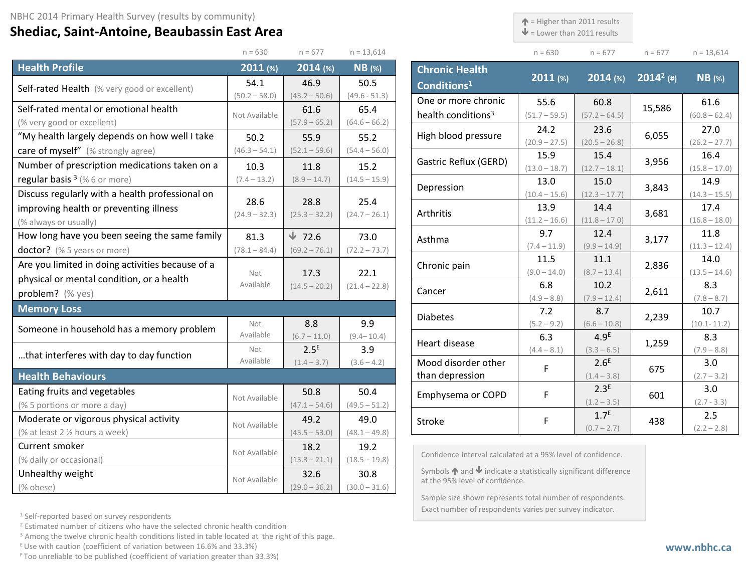NBHC 2014 Primary Health Survey (results by community)

# Shediac, Saint-Antoine, Beaubassin East Area

↑ = Higher than 2011 results
↓ = Lower than 2011 results

| | 2011 (%) n = 630 | 2014 (%) n = 677 | NB (%) n = 13,614 |
|---|---|---|---|
| **Health Profile** | | | |
| Self-rated Health (% very good or excellent) | 54.1 (50.2 – 58.0) | 46.9 (43.2 – 50.6) | 50.5 (49.6 - 51.3) |
| Self-rated mental or emotional health (% very good or excellent) | Not Available | 61.6 (57.9 – 65.2) | 65.4 (64.6 – 66.2) |
| "My health largely depends on how well I take care of myself" (% strongly agree) | 50.2 (46.3 – 54.1) | 55.9 (52.1 – 59.6) | 55.2 (54.4 – 56.0) |
| Number of prescription medications taken on a regular basis [3] (% 6 or more) | 10.3 (7.4 – 13.2) | 11.8 (8.9 – 14.7) | 15.2 (14.5 – 15.9) |
| Discuss regularly with a health professional on improving health or preventing illness (% always or usually) | 28.6 (24.9 – 32.3) | 28.8 (25.3 – 32.2) | 25.4 (24.7 – 26.1) |
| How long have you been seeing the same family doctor? (% 5 years or more) | 81.3 (78.1 – 84.4) | ↓ 72.6 (69.2 – 76.1) | 73.0 (72.2 – 73.7) |
| Are you limited in doing activities because of a physical or mental condition, or a health problem? (% yes) | Not Available | 17.3 (14.5 – 20.2) | 22.1 (21.4 – 22.8) |
| **Memory Loss** | | | |
| Someone in household has a memory problem | Not Available | 8.8 (6.7 – 11.0) | 9.9 (9.4– 10.4) |
| …that interferes with day to day function | Not Available | 2.5[E] (1.4 – 3.7) | 3.9 (3.6 – 4.2) |
| **Health Behaviours** | | | |
| Eating fruits and vegetables (% 5 portions or more a day) | Not Available | 50.8 (47.1 – 54.6) | 50.4 (49.5 – 51.2) |
| Moderate or vigorous physical activity (% at least 2 ½ hours a week) | Not Available | 49.2 (45.5 – 53.0) | 49.0 (48.1 – 49.8) |
| Current smoker (% daily or occasional) | Not Available | 18.2 (15.3 – 21.1) | 19.2 (18.5 – 19.8) |
| Unhealthy weight (% obese) | Not Available | 32.6 (29.0 – 36.2) | 30.8 (30.0 – 31.6) |

| Chronic Health Conditions[1] | 2011 (%) n = 630 | 2014 (%) n = 677 | 2014[2] (#) n = 677 | NB (%) n = 13,614 |
|---|---|---|---|---|
| One or more chronic health conditions[3] | 55.6 (51.7 – 59.5) | 60.8 (57.2 – 64.5) | 15,586 | 61.6 (60.8 – 62.4) |
| High blood pressure | 24.2 (20.9 – 27.5) | 23.6 (20.5 – 26.8) | 6,055 | 27.0 (26.2 – 27.7) |
| Gastric Reflux (GERD) | 15.9 (13.0 – 18.7) | 15.4 (12.7 – 18.1) | 3,956 | 16.4 (15.8 – 17.0) |
| Depression | 13.0 (10.4 – 15.6) | 15.0 (12.3 – 17.7) | 3,843 | 14.9 (14.3 – 15.5) |
| Arthritis | 13.9 (11.2 – 16.6) | 14.4 (11.8 – 17.0) | 3,681 | 17.4 (16.8 – 18.0) |
| Asthma | 9.7 (7.4 – 11.9) | 12.4 (9.9 – 14.9) | 3,177 | 11.8 (11.3 – 12.4) |
| Chronic pain | 11.5 (9.0 – 14.0) | 11.1 (8.7 – 13.4) | 2,836 | 14.0 (13.5 – 14.6) |
| Cancer | 6.8 (4.9 – 8.8) | 10.2 (7.9 – 12.4) | 2,611 | 8.3 (7.8 – 8.7) |
| Diabetes | 7.2 (5.2 – 9.2) | 8.7 (6.6 – 10.8) | 2,239 | 10.7 (10.1- 11.2) |
| Heart disease | 6.3 (4.4 – 8.1) | 4.9[E] (3.3 – 6.5) | 1,259 | 8.3 (7.9 – 8.8) |
| Mood disorder other than depression | F | 2.6[E] (1.4 – 3.8) | 675 | 3.0 (2.7 – 3.2) |
| Emphysema or COPD | F | 2.3[E] (1.2 – 3.5) | 601 | 3.0 (2.7 - 3.3) |
| Stroke | F | 1.7[E] (0.7 – 2.7) | 438 | 2.5 (2.2 – 2.8) |

Confidence interval calculated at a 95% level of confidence.

Symbols ↑ and ↓ indicate a statistically significant difference at the 95% level of confidence.

Sample size shown represents total number of respondents. Exact number of respondents varies per survey indicator.

[1] Self-reported based on survey respondents
[2] Estimated number of citizens who have the selected chronic health condition
[3] Among the twelve chronic health conditions listed in table located at the right of this page.
[E] Use with caution (coefficient of variation between 16.6% and 33.3%)
[F] Too unreliable to be published (coefficient of variation greater than 33.3%)

www.nbhc.ca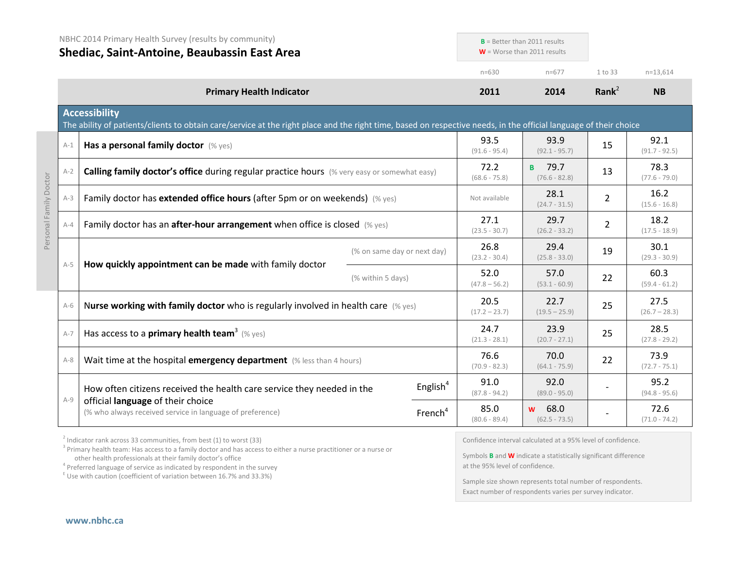NBHC 2014 Primary Health Survey (results by community)

# Shediac, Saint-Antoine, Beaubassin East Area

**B** = Better than 2011 results
**W** = Worse than 2011 results

| | Primary Health Indicator | | 2011 (n=630) | 2014 (n=677) | Rank[2] (1 to 33) | NB (n=13,614) |
|---|---|---|---|---|---|---|
| **Accessibility** — The ability of patients/clients to obtain care/service at the right place and the right time, based on respective needs, in the official language of their choice | | | | | | |
| A-1 | **Has a personal family doctor** (% yes) | | 93.5 (91.6 - 95.4) | 93.9 (92.1 - 95.7) | 15 | 92.1 (91.7 - 92.5) |
| A-2 | **Calling family doctor's office** during regular practice hours (% very easy or somewhat easy) | | 72.2 (68.6 - 75.8) | B 79.7 (76.6 - 82.8) | 13 | 78.3 (77.6 - 79.0) |
| A-3 | Family doctor has **extended office hours** (after 5pm or on weekends) (% yes) | | Not available | 28.1 (24.7 - 31.5) | 2 | 16.2 (15.6 - 16.8) |
| A-4 | Family doctor has an **after-hour arrangement** when office is closed (% yes) | | 27.1 (23.5 - 30.7) | 29.7 (26.2 - 33.2) | 2 | 18.2 (17.5 - 18.9) |
| A-5 | **How quickly appointment can be made** with family doctor | (% on same day or next day) | 26.8 (23.2 - 30.4) | 29.4 (25.8 - 33.0) | 19 | 30.1 (29.3 - 30.9) |
| | | (% within 5 days) | 52.0 (47.8 – 56.2) | 57.0 (53.1 - 60.9) | 22 | 60.3 (59.4 - 61.2) |
| A-6 | **Nurse working with family doctor** who is regularly involved in health care (% yes) | | 20.5 (17.2 – 23.7) | 22.7 (19.5 – 25.9) | 25 | 27.5 (26.7 – 28.3) |
| A-7 | Has access to a **primary health team**[3] (% yes) | | 24.7 (21.3 - 28.1) | 23.9 (20.7 - 27.1) | 25 | 28.5 (27.8 - 29.2) |
| A-8 | Wait time at the hospital **emergency department** (% less than 4 hours) | | 76.6 (70.9 - 82.3) | 70.0 (64.1 - 75.9) | 22 | 73.9 (72.7 - 75.1) |
| A-9 | How often citizens received the health care service they needed in the official **language** of their choice (% who always received service in language of preference) | English[4] | 91.0 (87.8 - 94.2) | 92.0 (89.0 - 95.0) | - | 95.2 (94.8 - 95.6) |
| | | French[4] | 85.0 (80.6 - 89.4) | W 68.0 (62.5 - 73.5) | - | 72.6 (71.0 - 74.2) |

Personal Family Doctor (A-1 to A-5)

[2] Indicator rank across 33 communities, from best (1) to worst (33)
[3] Primary health team: Has access to a family doctor and has access to either a nurse practitioner or a nurse or other health professionals at their family doctor's office
[4] Preferred language of service as indicated by respondent in the survey
[E] Use with caution (coefficient of variation between 16.7% and 33.3%)

Confidence interval calculated at a 95% level of confidence.

Symbols **B** and **W** indicate a statistically significant difference at the 95% level of confidence.

Sample size shown represents total number of respondents. Exact number of respondents varies per survey indicator.

www.nbhc.ca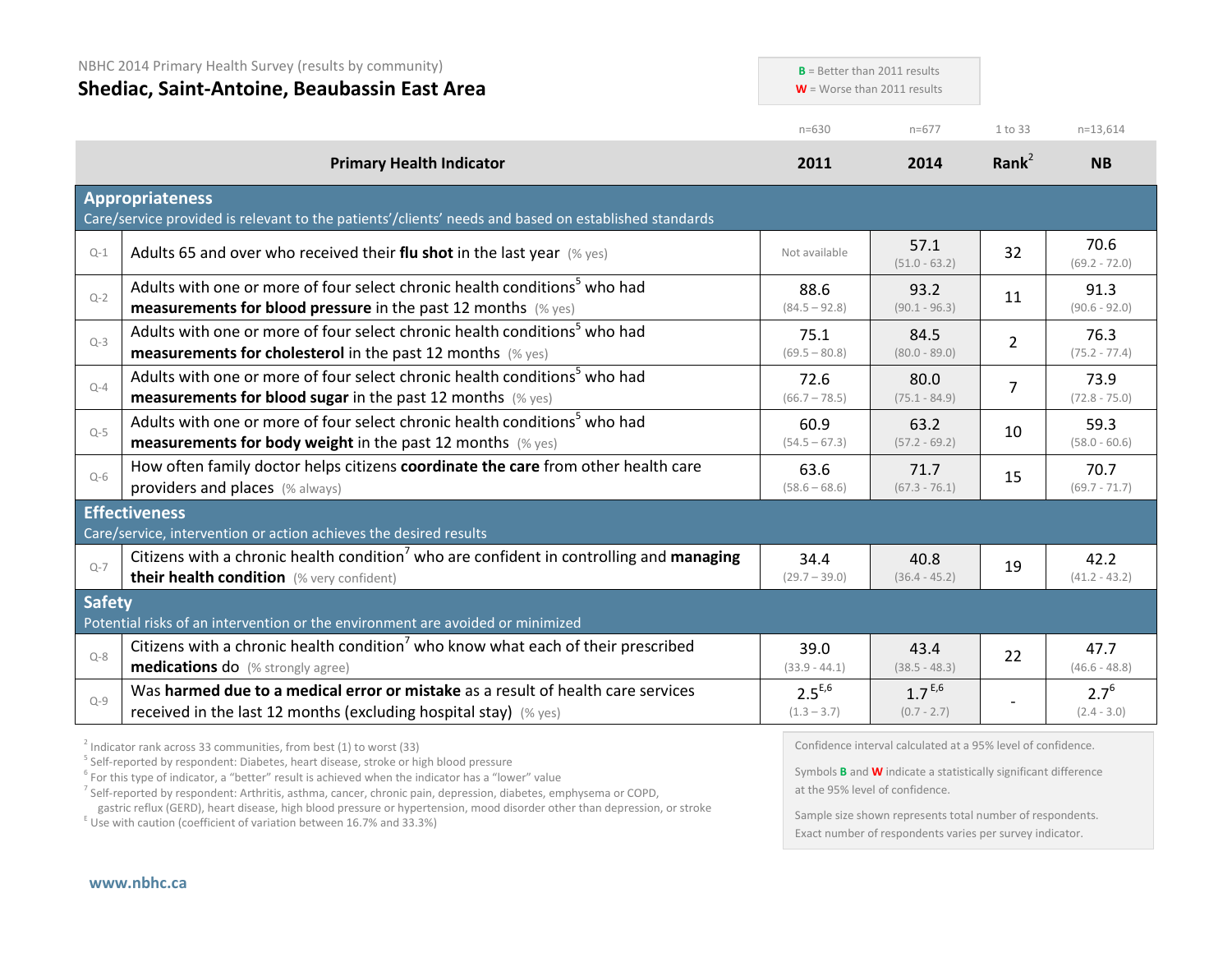NBHC 2014 Primary Health Survey (results by community)

## Shediac, Saint-Antoine, Beaubassin East Area

**B** = Better than 2011 results
**W** = Worse than 2011 results

| | Primary Health Indicator | 2011 (n=630) | 2014 (n=677) | Rank[2] (1 to 33) | NB (n=13,614) |
|---|---|---|---|---|---|
| **Appropriateness** | Care/service provided is relevant to the patients'/clients' needs and based on established standards | | | | |
| Q-1 | Adults 65 and over who received their **flu shot** in the last year (% yes) | Not available | 57.1 (51.0 - 63.2) | 32 | 70.6 (69.2 - 72.0) |
| Q-2 | Adults with one or more of four select chronic health conditions[5] who had **measurements for blood pressure** in the past 12 months (% yes) | 88.6 (84.5 – 92.8) | 93.2 (90.1 - 96.3) | 11 | 91.3 (90.6 - 92.0) |
| Q-3 | Adults with one or more of four select chronic health conditions[5] who had **measurements for cholesterol** in the past 12 months (% yes) | 75.1 (69.5 – 80.8) | 84.5 (80.0 - 89.0) | 2 | 76.3 (75.2 - 77.4) |
| Q-4 | Adults with one or more of four select chronic health conditions[5] who had **measurements for blood sugar** in the past 12 months (% yes) | 72.6 (66.7 – 78.5) | 80.0 (75.1 - 84.9) | 7 | 73.9 (72.8 - 75.0) |
| Q-5 | Adults with one or more of four select chronic health conditions[5] who had **measurements for body weight** in the past 12 months (% yes) | 60.9 (54.5 – 67.3) | 63.2 (57.2 - 69.2) | 10 | 59.3 (58.0 - 60.6) |
| Q-6 | How often family doctor helps citizens **coordinate the care** from other health care providers and places (% always) | 63.6 (58.6 – 68.6) | 71.7 (67.3 - 76.1) | 15 | 70.7 (69.7 - 71.7) |
| **Effectiveness** | Care/service, intervention or action achieves the desired results | | | | |
| Q-7 | Citizens with a chronic health condition[7] who are confident in controlling and **managing their health condition** (% very confident) | 34.4 (29.7 – 39.0) | 40.8 (36.4 - 45.2) | 19 | 42.2 (41.2 - 43.2) |
| **Safety** | Potential risks of an intervention or the environment are avoided or minimized | | | | |
| Q-8 | Citizens with a chronic health condition[7] who know what each of their prescribed **medications** do (% strongly agree) | 39.0 (33.9 - 44.1) | 43.4 (38.5 - 48.3) | 22 | 47.7 (46.6 - 48.8) |
| Q-9 | Was **harmed due to a medical error or mistake** as a result of health care services received in the last 12 months (excluding hospital stay) (% yes) | 2.5[E,6] (1.3 – 3.7) | 1.7[E,6] (0.7 - 2.7) | - | 2.7[6] (2.4 - 3.0) |

[2] Indicator rank across 33 communities, from best (1) to worst (33)
[5] Self-reported by respondent: Diabetes, heart disease, stroke or high blood pressure
[6] For this type of indicator, a "better" result is achieved when the indicator has a "lower" value
[7] Self-reported by respondent: Arthritis, asthma, cancer, chronic pain, depression, diabetes, emphysema or COPD, gastric reflux (GERD), heart disease, high blood pressure or hypertension, mood disorder other than depression, or stroke
[E] Use with caution (coefficient of variation between 16.7% and 33.3%)

Confidence interval calculated at a 95% level of confidence.

Symbols **B** and **W** indicate a statistically significant difference at the 95% level of confidence.

Sample size shown represents total number of respondents. Exact number of respondents varies per survey indicator.

www.nbhc.ca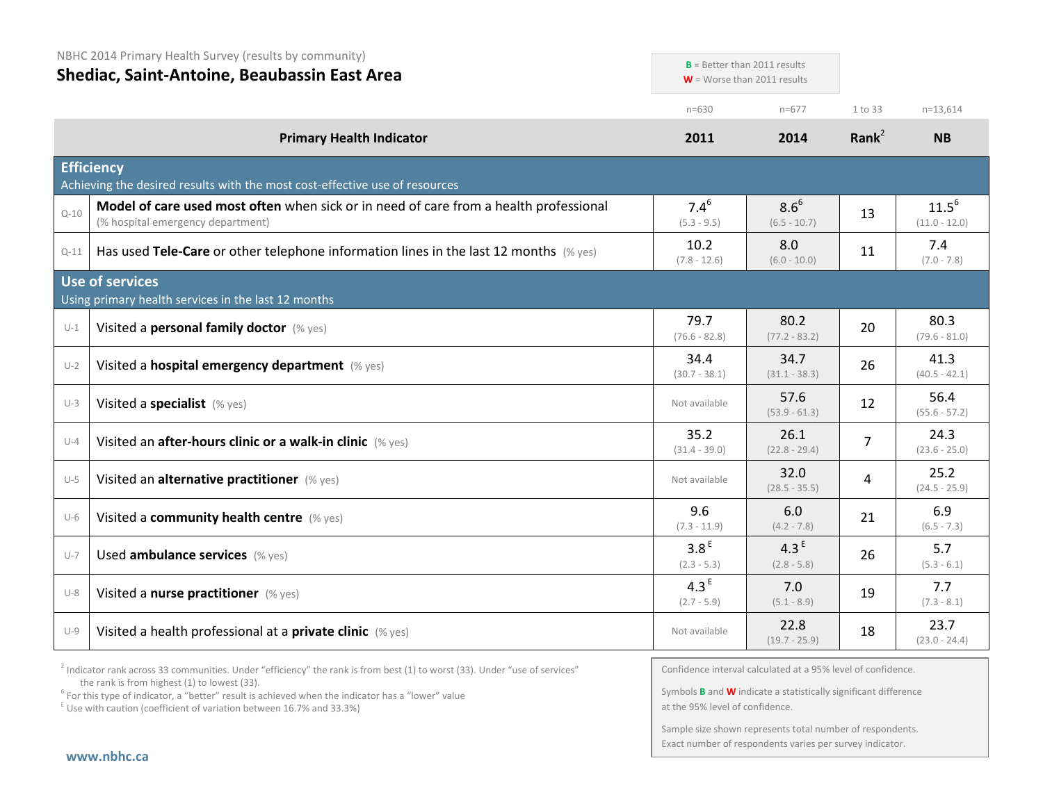NBHC 2014 Primary Health Survey (results by community)

# Shediac, Saint-Antoine, Beaubassin East Area

**B** = Better than 2011 results
**W** = Worse than 2011 results

| | Primary Health Indicator | 2011 (n=630) | 2014 (n=677) | Rank[2] (1 to 33) | NB (n=13,614) |
|---|---|---|---|---|---|
| | **Efficiency** – Achieving the desired results with the most cost-effective use of resources | | | | |
| Q-10 | **Model of care used most often** when sick or in need of care from a health professional (% hospital emergency department) | 7.4[6] (5.3 - 9.5) | 8.6[6] (6.5 - 10.7) | 13 | 11.5[6] (11.0 - 12.0) |
| Q-11 | Has used **Tele-Care** or other telephone information lines in the last 12 months (% yes) | 10.2 (7.8 - 12.6) | 8.0 (6.0 - 10.0) | 11 | 7.4 (7.0 - 7.8) |
| | **Use of services** – Using primary health services in the last 12 months | | | | |
| U-1 | Visited a **personal family doctor** (% yes) | 79.7 (76.6 - 82.8) | 80.2 (77.2 - 83.2) | 20 | 80.3 (79.6 - 81.0) |
| U-2 | Visited a **hospital emergency department** (% yes) | 34.4 (30.7 - 38.1) | 34.7 (31.1 - 38.3) | 26 | 41.3 (40.5 - 42.1) |
| U-3 | Visited a **specialist** (% yes) | Not available | 57.6 (53.9 - 61.3) | 12 | 56.4 (55.6 - 57.2) |
| U-4 | Visited an **after-hours clinic or a walk-in clinic** (% yes) | 35.2 (31.4 - 39.0) | 26.1 (22.8 - 29.4) | 7 | 24.3 (23.6 - 25.0) |
| U-5 | Visited an **alternative practitioner** (% yes) | Not available | 32.0 (28.5 - 35.5) | 4 | 25.2 (24.5 - 25.9) |
| U-6 | Visited a **community health centre** (% yes) | 9.6 (7.3 - 11.9) | 6.0 (4.2 - 7.8) | 21 | 6.9 (6.5 - 7.3) |
| U-7 | Used **ambulance services** (% yes) | 3.8[E] (2.3 - 5.3) | 4.3[E] (2.8 - 5.8) | 26 | 5.7 (5.3 - 6.1) |
| U-8 | Visited a **nurse practitioner** (% yes) | 4.3[E] (2.7 - 5.9) | 7.0 (5.1 - 8.9) | 19 | 7.7 (7.3 - 8.1) |
| U-9 | Visited a health professional at a **private clinic** (% yes) | Not available | 22.8 (19.7 - 25.9) | 18 | 23.7 (23.0 - 24.4) |

[2] Indicator rank across 33 communities. Under "efficiency" the rank is from best (1) to worst (33). Under "use of services" the rank is from highest (1) to lowest (33).
[6] For this type of indicator, a "better" result is achieved when the indicator has a "lower" value
[E] Use with caution (coefficient of variation between 16.7% and 33.3%)

Confidence interval calculated at a 95% level of confidence.

Symbols **B** and **W** indicate a statistically significant difference at the 95% level of confidence.

Sample size shown represents total number of respondents. Exact number of respondents varies per survey indicator.

www.nbhc.ca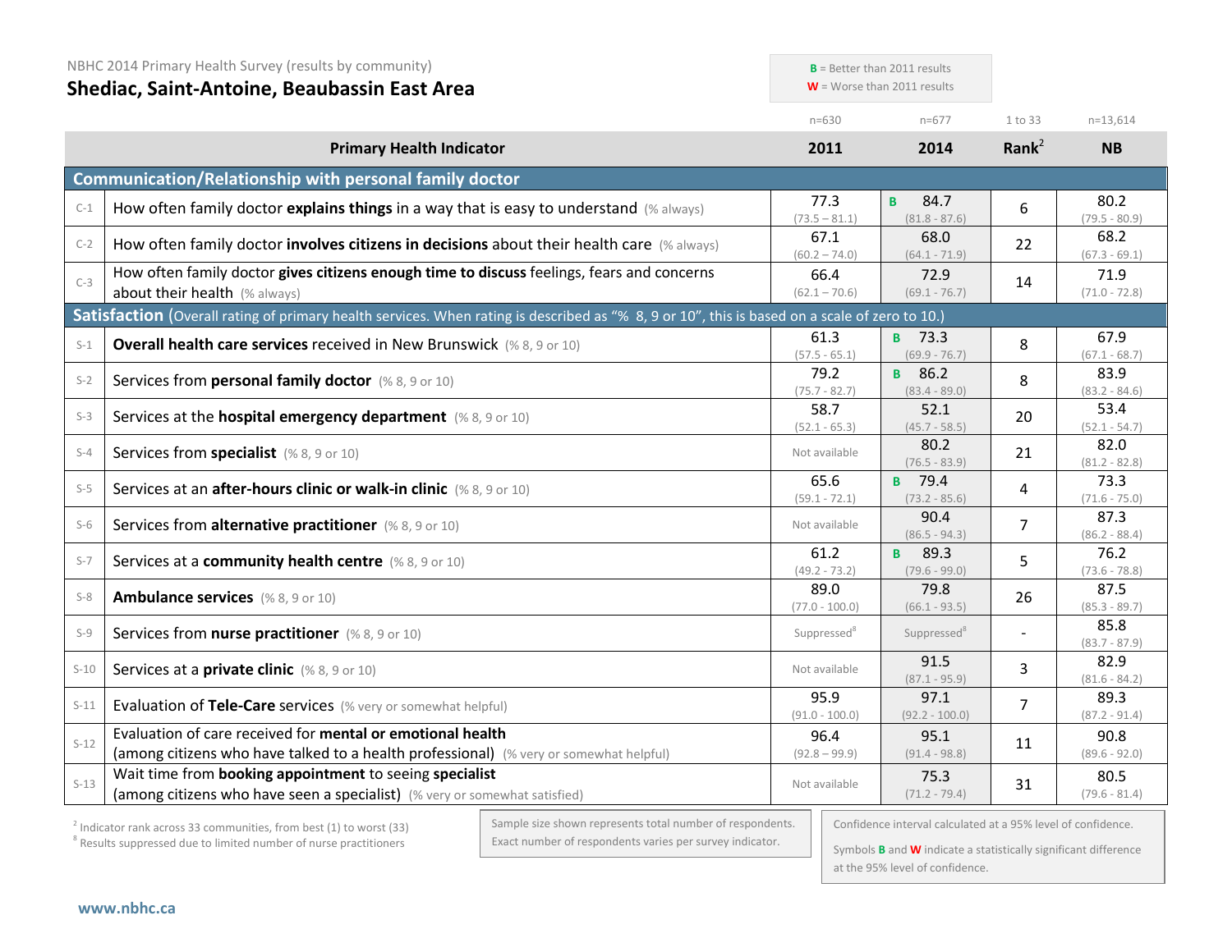NBHC 2014 Primary Health Survey (results by community)

# Shediac, Saint-Antoine, Beaubassin East Area

**B** = Better than 2011 results
**W** = Worse than 2011 results

| | Primary Health Indicator | 2011 (n=630) | 2014 (n=677) | Rank[2] (1 to 33) | NB (n=13,614) |
|---|---|---|---|---|---|
| | **Communication/Relationship with personal family doctor** | | | | |
| C-1 | How often family doctor **explains things** in a way that is easy to understand (% always) | 77.3 (73.5 – 81.1) | B 84.7 (81.8 - 87.6) | 6 | 80.2 (79.5 - 80.9) |
| C-2 | How often family doctor **involves citizens in decisions** about their health care (% always) | 67.1 (60.2 – 74.0) | 68.0 (64.1 - 71.9) | 22 | 68.2 (67.3 - 69.1) |
| C-3 | How often family doctor **gives citizens enough time to discuss** feelings, fears and concerns about their health (% always) | 66.4 (62.1 – 70.6) | 72.9 (69.1 - 76.7) | 14 | 71.9 (71.0 - 72.8) |
| | **Satisfaction** (Overall rating of primary health services. When rating is described as "% 8, 9 or 10", this is based on a scale of zero to 10.) | | | | |
| S-1 | **Overall health care services** received in New Brunswick (% 8, 9 or 10) | 61.3 (57.5 - 65.1) | B 73.3 (69.9 - 76.7) | 8 | 67.9 (67.1 - 68.7) |
| S-2 | Services from **personal family doctor** (% 8, 9 or 10) | 79.2 (75.7 - 82.7) | B 86.2 (83.4 - 89.0) | 8 | 83.9 (83.2 - 84.6) |
| S-3 | Services at the **hospital emergency department** (% 8, 9 or 10) | 58.7 (52.1 - 65.3) | 52.1 (45.7 - 58.5) | 20 | 53.4 (52.1 - 54.7) |
| S-4 | Services from **specialist** (% 8, 9 or 10) | Not available | 80.2 (76.5 - 83.9) | 21 | 82.0 (81.2 - 82.8) |
| S-5 | Services at an **after-hours clinic or walk-in clinic** (% 8, 9 or 10) | 65.6 (59.1 - 72.1) | B 79.4 (73.2 - 85.6) | 4 | 73.3 (71.6 - 75.0) |
| S-6 | Services from **alternative practitioner** (% 8, 9 or 10) | Not available | 90.4 (86.5 - 94.3) | 7 | 87.3 (86.2 - 88.4) |
| S-7 | Services at a **community health centre** (% 8, 9 or 10) | 61.2 (49.2 - 73.2) | B 89.3 (79.6 - 99.0) | 5 | 76.2 (73.6 - 78.8) |
| S-8 | **Ambulance services** (% 8, 9 or 10) | 89.0 (77.0 - 100.0) | 79.8 (66.1 - 93.5) | 26 | 87.5 (85.3 - 89.7) |
| S-9 | Services from **nurse practitioner** (% 8, 9 or 10) | Suppressed[8] | Suppressed[8] | - | 85.8 (83.7 - 87.9) |
| S-10 | Services at a **private clinic** (% 8, 9 or 10) | Not available | 91.5 (87.1 - 95.9) | 3 | 82.9 (81.6 - 84.2) |
| S-11 | Evaluation of **Tele-Care** services (% very or somewhat helpful) | 95.9 (91.0 - 100.0) | 97.1 (92.2 - 100.0) | 7 | 89.3 (87.2 - 91.4) |
| S-12 | Evaluation of care received for **mental or emotional health** (among citizens who have talked to a health professional) (% very or somewhat helpful) | 96.4 (92.8 – 99.9) | 95.1 (91.4 - 98.8) | 11 | 90.8 (89.6 - 92.0) |
| S-13 | Wait time from **booking appointment** to seeing **specialist** (among citizens who have seen a specialist) (% very or somewhat satisfied) | Not available | 75.3 (71.2 - 79.4) | 31 | 80.5 (79.6 - 81.4) |

[2] Indicator rank across 33 communities, from best (1) to worst (33)
[8] Results suppressed due to limited number of nurse practitioners

Sample size shown represents total number of respondents. Exact number of respondents varies per survey indicator.

Confidence interval calculated at a 95% level of confidence.

Symbols **B** and **W** indicate a statistically significant difference at the 95% level of confidence.

www.nbhc.ca